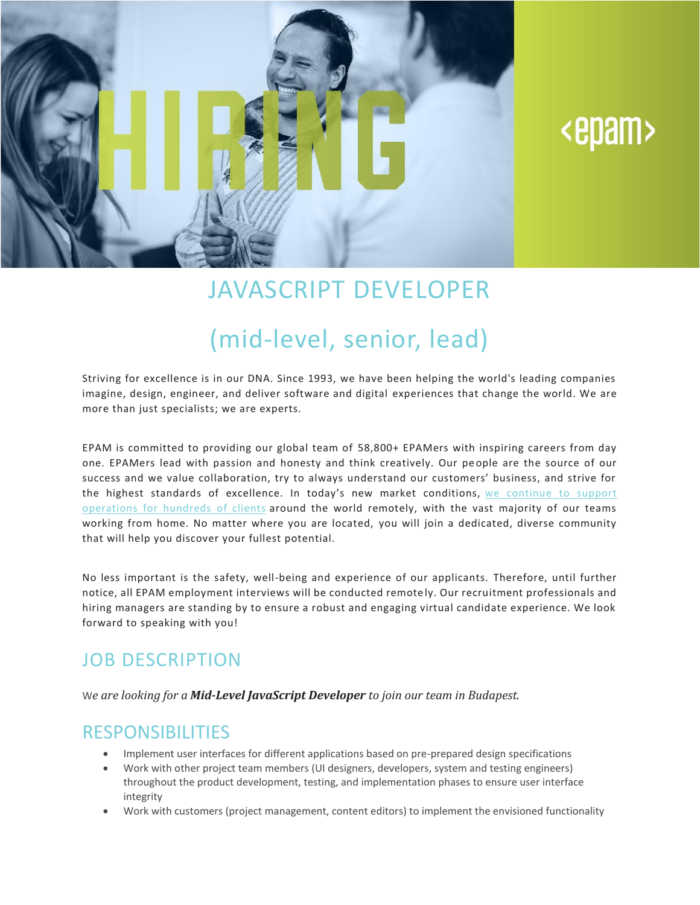# JAVASCRIPT DEVELOPER

# (mid-level, senior, lead)

Striving for excellence is in our DNA. Since 1993, we have been helping the world's leading companies imagine, design, engineer, and deliver software and digital experiences that change the world. We are more than just specialists; we are experts.

EPAM is committed to providing our global team of 58,800+ EPAMers with inspiring careers from day one. EPAMers lead with passion and honesty and think creatively. Our people are the source of our success and we value collaboration, try to always understand our customers' business, and strive for the highest standards of excellence. In today's new market conditions, we continue to support operations for hundreds of clients around the world remotely, with the vast majority of our teams working from home. No matter where you are located, you will join a dedicated, diverse community that will help you discover your fullest potential.

No less important is the safety, well-being and experience of our applicants. Therefore, until further notice, all EPAM employment interviews will be conducted remotely. Our recruitment professionals and hiring managers are standing by to ensure a robust and engaging virtual candidate experience. We look forward to speaking with you!

## JOB DESCRIPTION

*We are looking for a **Mid-Level JavaScript Developer** to join our team in Budapest.*

## RESPONSIBILITIES

- Implement user interfaces for different applications based on pre-prepared design specifications
- Work with other project team members (UI designers, developers, system and testing engineers) throughout the product development, testing, and implementation phases to ensure user interface integrity
- Work with customers (project management, content editors) to implement the envisioned functionality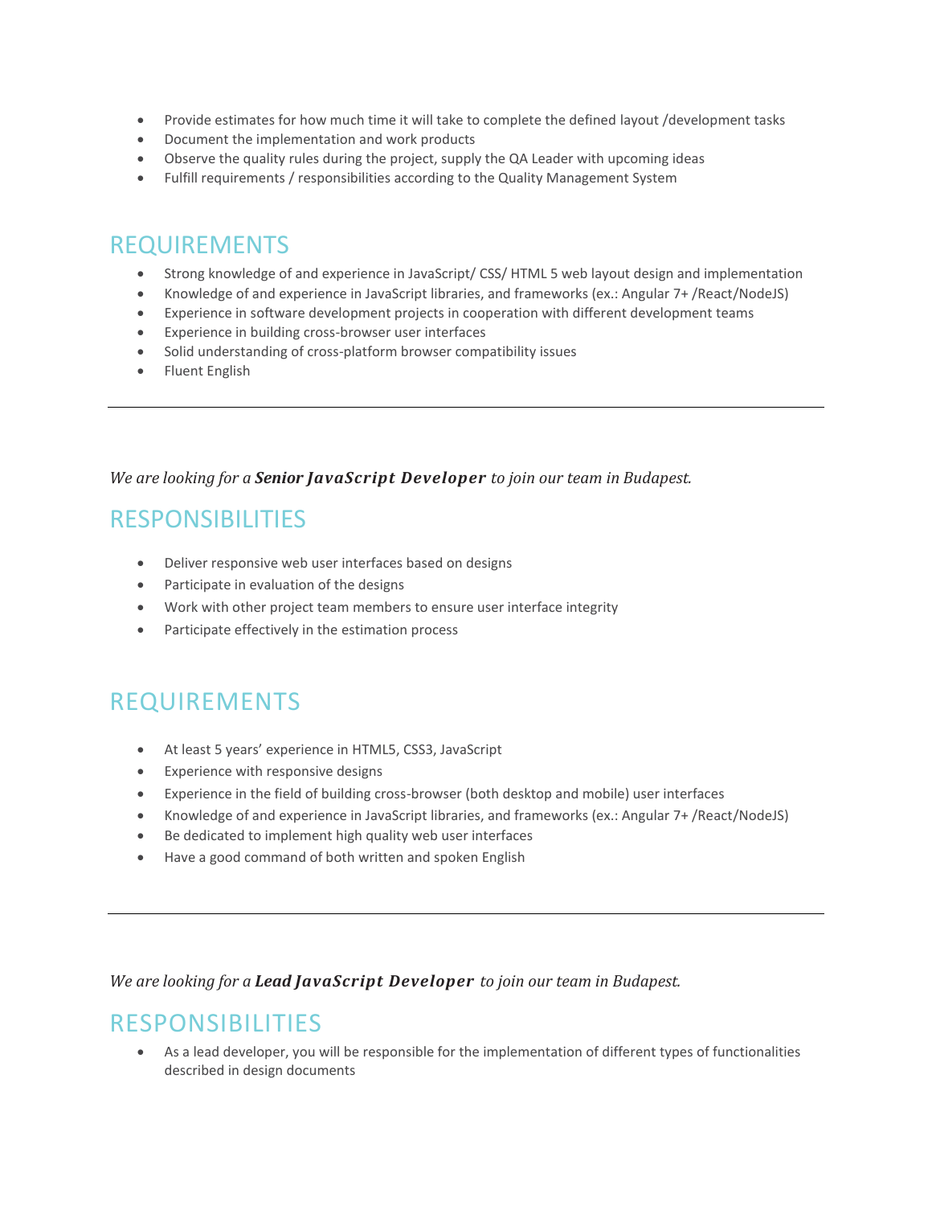- Provide estimates for how much time it will take to complete the defined layout /development tasks
- Document the implementation and work products
- Observe the quality rules during the project, supply the QA Leader with upcoming ideas
- Fulfill requirements / responsibilities according to the Quality Management System

## REQUIREMENTS

- Strong knowledge of and experience in JavaScript/ CSS/ HTML 5 web layout design and implementation
- Knowledge of and experience in JavaScript libraries, and frameworks (ex.: Angular 7+ /React/NodeJS)
- Experience in software development projects in cooperation with different development teams
- Experience in building cross-browser user interfaces
- Solid understanding of cross-platform browser compatibility issues
- Fluent English

---

*We are looking for a **Senior JavaScript Developer** to join our team in Budapest.*

## RESPONSIBILITIES

- Deliver responsive web user interfaces based on designs
- Participate in evaluation of the designs
- Work with other project team members to ensure user interface integrity
- Participate effectively in the estimation process

## REQUIREMENTS

- At least 5 years' experience in HTML5, CSS3, JavaScript
- Experience with responsive designs
- Experience in the field of building cross-browser (both desktop and mobile) user interfaces
- Knowledge of and experience in JavaScript libraries, and frameworks (ex.: Angular 7+ /React/NodeJS)
- Be dedicated to implement high quality web user interfaces
- Have a good command of both written and spoken English

---

*We are looking for a **Lead JavaScript Developer** to join our team in Budapest.*

## RESPONSIBILITIES

- As a lead developer, you will be responsible for the implementation of different types of functionalities described in design documents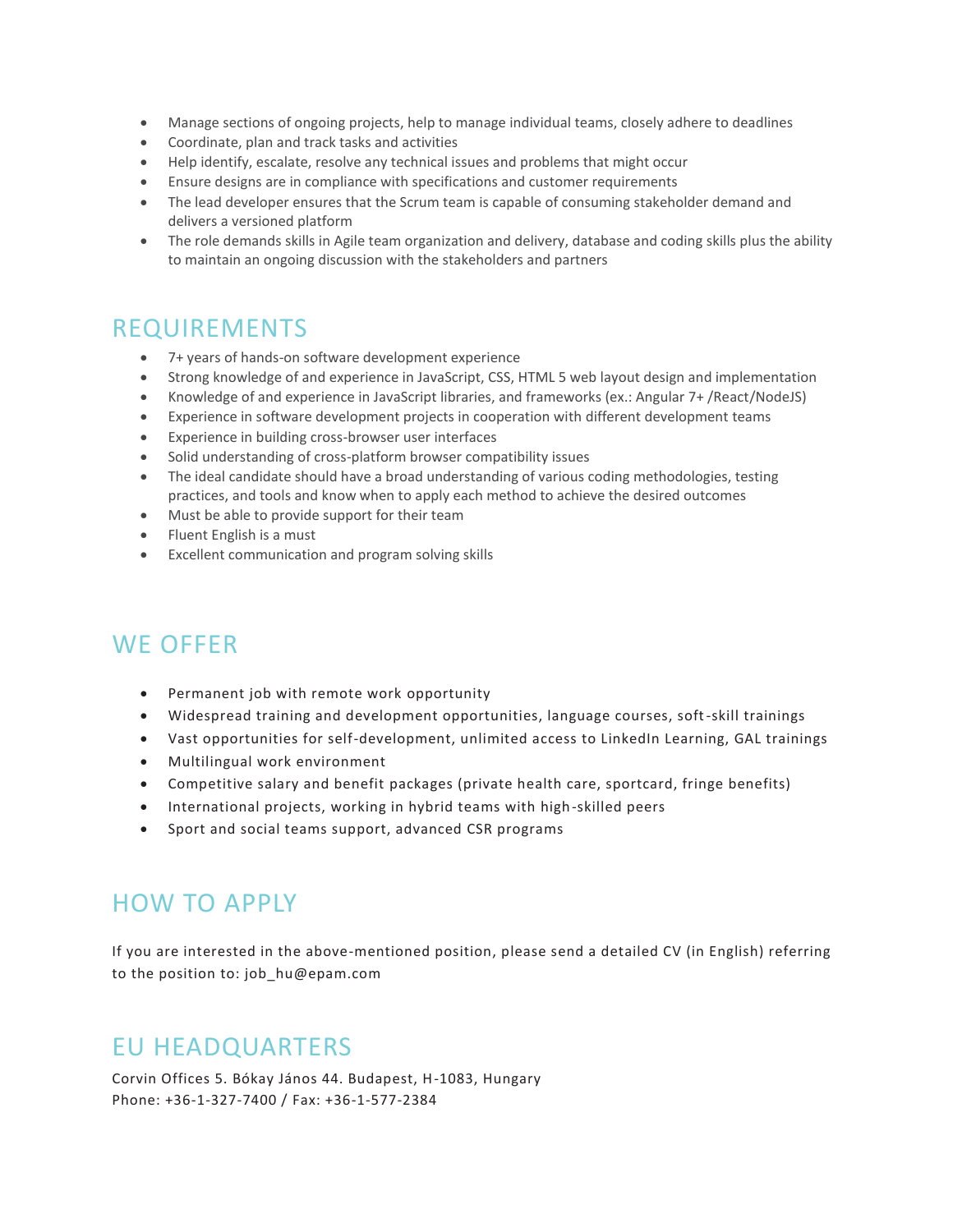- Manage sections of ongoing projects, help to manage individual teams, closely adhere to deadlines
- Coordinate, plan and track tasks and activities
- Help identify, escalate, resolve any technical issues and problems that might occur
- Ensure designs are in compliance with specifications and customer requirements
- The lead developer ensures that the Scrum team is capable of consuming stakeholder demand and delivers a versioned platform
- The role demands skills in Agile team organization and delivery, database and coding skills plus the ability to maintain an ongoing discussion with the stakeholders and partners

## REQUIREMENTS

- 7+ years of hands-on software development experience
- Strong knowledge of and experience in JavaScript, CSS, HTML 5 web layout design and implementation
- Knowledge of and experience in JavaScript libraries, and frameworks (ex.: Angular 7+ /React/NodeJS)
- Experience in software development projects in cooperation with different development teams
- Experience in building cross-browser user interfaces
- Solid understanding of cross-platform browser compatibility issues
- The ideal candidate should have a broad understanding of various coding methodologies, testing practices, and tools and know when to apply each method to achieve the desired outcomes
- Must be able to provide support for their team
- Fluent English is a must
- Excellent communication and program solving skills

## WE OFFER

- Permanent job with remote work opportunity
- Widespread training and development opportunities, language courses, soft-skill trainings
- Vast opportunities for self-development, unlimited access to LinkedIn Learning, GAL trainings
- Multilingual work environment
- Competitive salary and benefit packages (private health care, sportcard, fringe benefits)
- International projects, working in hybrid teams with high-skilled peers
- Sport and social teams support, advanced CSR programs

## HOW TO APPLY

If you are interested in the above-mentioned position, please send a detailed CV (in English) referring to the position to: job_hu@epam.com

## EU HEADQUARTERS

Corvin Offices 5. Bókay János 44. Budapest, H-1083, Hungary
Phone: +36-1-327-7400 / Fax: +36-1-577-2384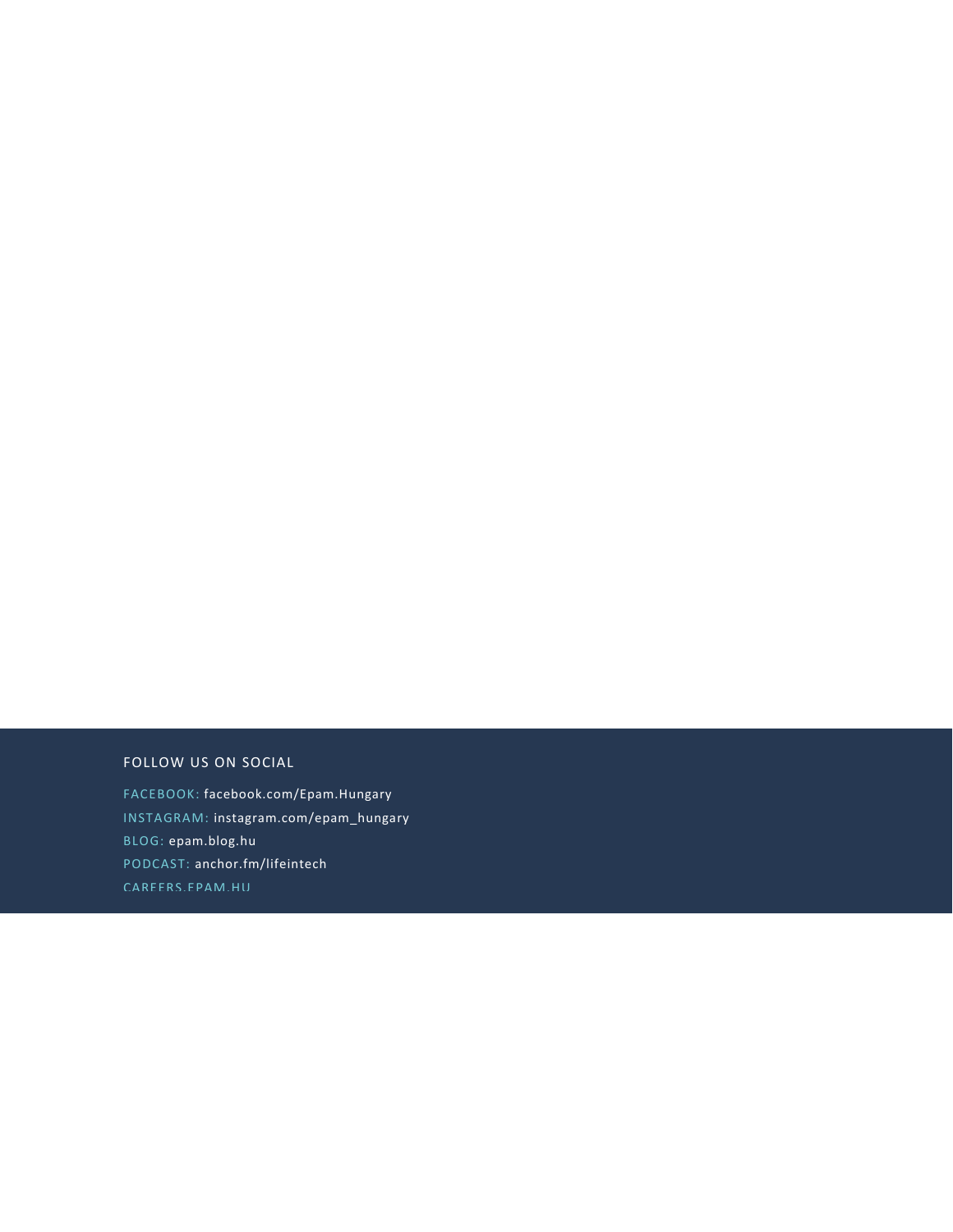FOLLOW US ON SOCIAL

FACEBOOK: facebook.com/Epam.Hungary

INSTAGRAM: instagram.com/epam_hungary

BLOG: epam.blog.hu

PODCAST: anchor.fm/lifeintech

CAREERS.EPAM.HU